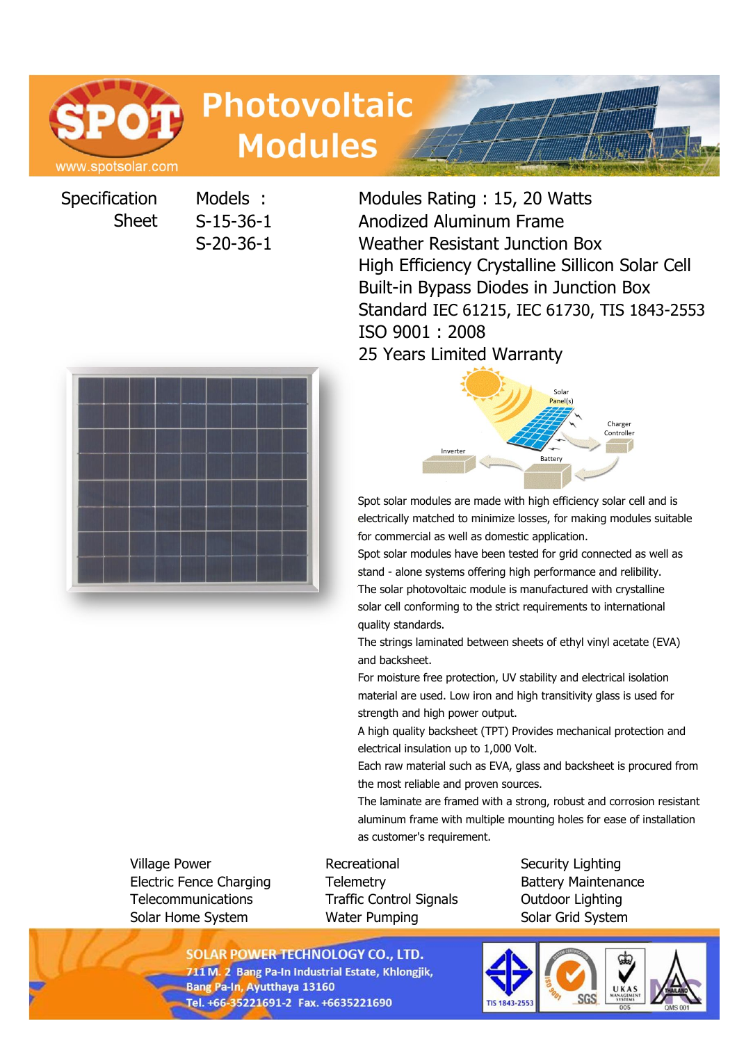# Photovoltaic Modules

www.spotsolar.com

**Specification Sheet**

**Models :**
S-15-36-1
S-20-36-1

Modules Rating : 15, 20 Watts
Anodized Aluminum Frame
Weather Resistant Junction Box
High Efficiency Crystalline Sillicon Solar Cell
Built-in Bypass Diodes in Junction Box
Standard IEC 61215, IEC 61730, TIS 1843-2553
ISO 9001 : 2008
25 Years Limited Warranty

Spot solar modules are made with high efficiency solar cell and is electrically matched to minimize losses, for making modules suitable for commercial as well as domestic application.
Spot solar modules have been tested for grid connected as well as stand - alone systems offering high performance and relibility.
The solar photovoltaic module is manufactured with crystalline solar cell conforming to the strict requirements to international quality standards.
The strings laminated between sheets of ethyl vinyl acetate (EVA) and backsheet.
For moisture free protection, UV stability and electrical isolation material are used. Low iron and high transitivity glass is used for strength and high power output.
A high quality backsheet (TPT) Provides mechanical protection and electrical insulation up to 1,000 Volt.
Each raw material such as EVA, glass and backsheet is procured from the most reliable and proven sources.
The laminate are framed with a strong, robust and corrosion resistant aluminum frame with multiple mounting holes for ease of installation as customer's requirement.

| | | |
|---|---|---|
| Village Power | Recreational | Security Lighting |
| Electric Fence Charging | Telemetry | Battery Maintenance |
| Telecommunications | Traffic Control Signals | Outdoor Lighting |
| Solar Home System | Water Pumping | Solar Grid System |

**SOLAR POWER TECHNOLOGY CO., LTD.**
711 M. 2 Bang Pa-In Industrial Estate, Khlongjik,
Bang Pa-In, Ayutthaya 13160
Tel. +66-35221691-2 Fax. +6635221690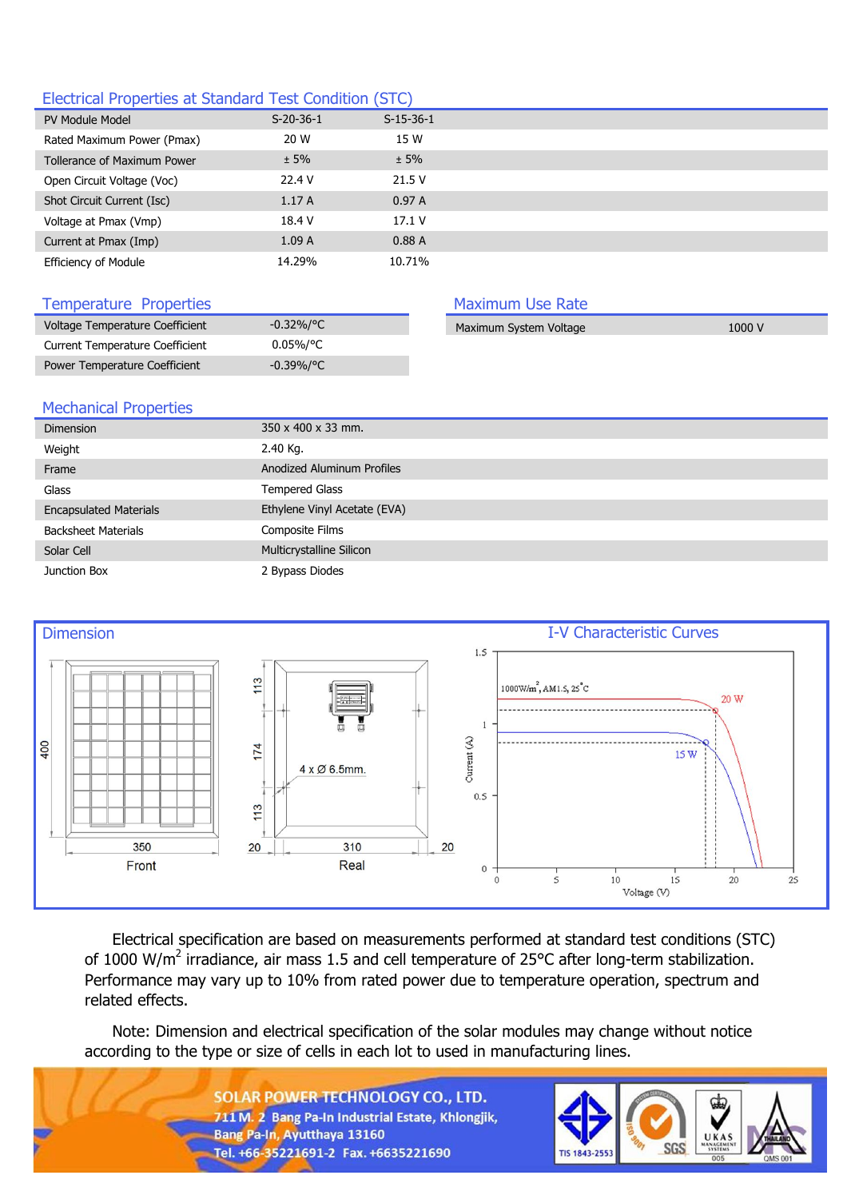## Electrical Properties at Standard Test Condition (STC)

| PV Module Model | S-20-36-1 | S-15-36-1 |
|---|---|---|
| Rated Maximum Power (Pmax) | 20 W | 15 W |
| Tollerance of Maximum Power | ± 5% | ± 5% |
| Open Circuit Voltage (Voc) | 22.4 V | 21.5 V |
| Shot Circuit Current (Isc) | 1.17 A | 0.97 A |
| Voltage at Pmax (Vmp) | 18.4 V | 17.1 V |
| Current at Pmax (Imp) | 1.09 A | 0.88 A |
| Efficiency of Module | 14.29% | 10.71% |

## Temperature Properties

| | |
|---|---|
| Voltage Temperature Coefficient | -0.32%/°C |
| Current Temperature Coefficient | 0.05%/°C |
| Power Temperature Coefficient | -0.39%/°C |

## Maximum Use Rate

| | |
|---|---|
| Maximum System Voltage | 1000 V |

## Mechanical Properties

| | |
|---|---|
| Dimension | 350 x 400 x 33 mm. |
| Weight | 2.40 Kg. |
| Frame | Anodized Aluminum Profiles |
| Glass | Tempered Glass |
| Encapsulated Materials | Ethylene Vinyl Acetate (EVA) |
| Backsheet Materials | Composite Films |
| Solar Cell | Multicrystalline Silicon |
| Junction Box | 2 Bypass Diodes |

## Dimension

400
350
Front
113
174
113
4 x Ø 6.5mm.
20
310
20
Real

## I-V Characteristic Curves

1000W/m², AM1.5, 25°C
20 W
15 W
Current (A)
Voltage (V)
0, 0.5, 1, 1.5
0, 5, 10, 15, 20, 25

Electrical specification are based on measurements performed at standard test conditions (STC) of 1000 W/m$^2$ irradiance, air mass 1.5 and cell temperature of 25°C after long-term stabilization. Performance may vary up to 10% from rated power due to temperature operation, spectrum and related effects.

Note: Dimension and electrical specification of the solar modules may change without notice according to the type or size of cells in each lot to used in manufacturing lines.

**SOLAR POWER TECHNOLOGY CO., LTD.**
711 M. 2 Bang Pa-In Industrial Estate, Khlongjik,
Bang Pa-In, Ayutthaya 13160
Tel. +66-35221691-2 Fax. +6635221690

TIS 1843-2553 · ISO 9001 SGS · UKAS 005 · QMS 001